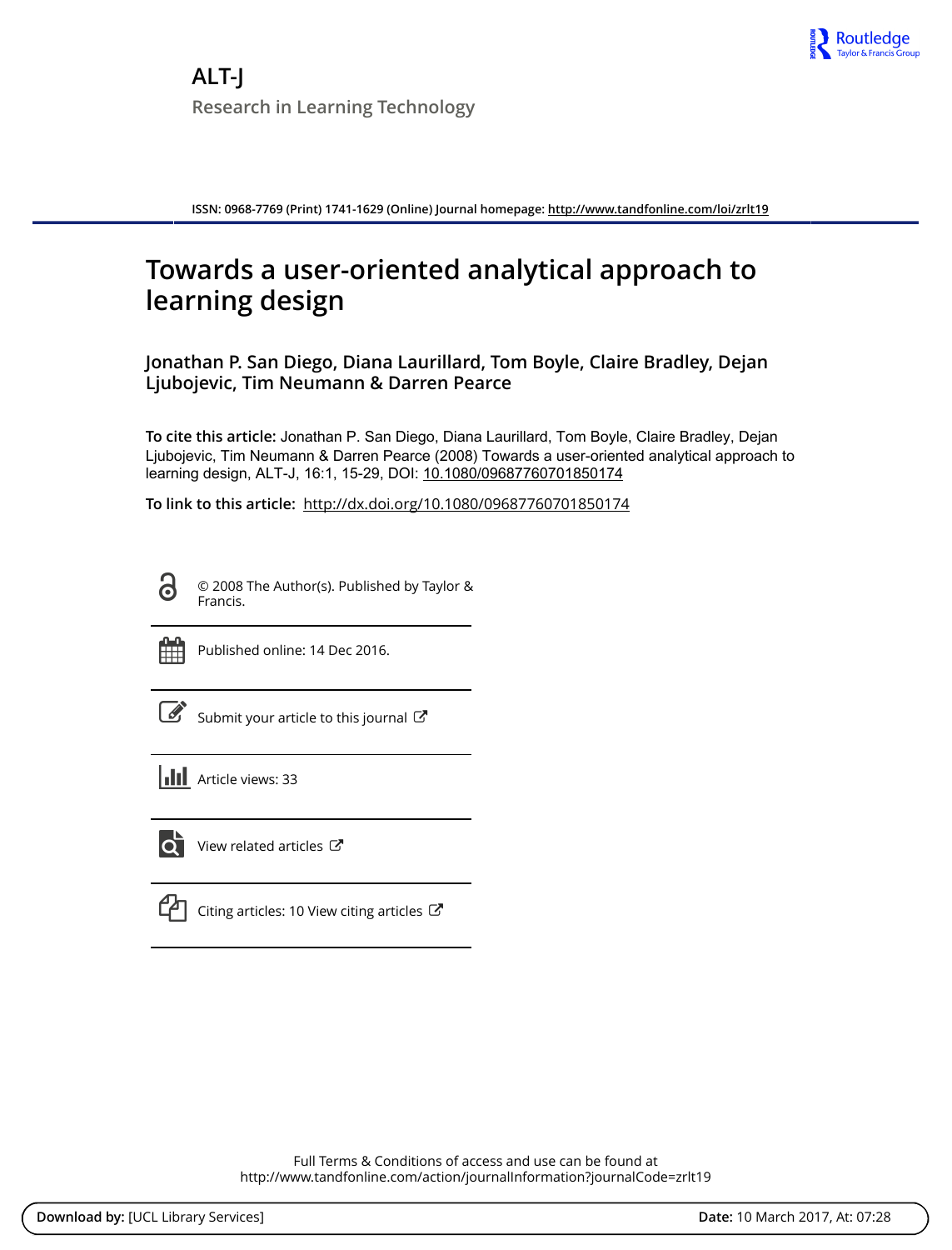# ALT-J

Research in Learning Technology

ISSN: 0968-7769 (Print) 1741-1629 (Online) Journal homepage: http://www.tandfonline.com/loi/zrlt19

# Towards a user-oriented analytical approach to learning design

**Jonathan P. San Diego, Diana Laurillard, Tom Boyle, Claire Bradley, Dejan Ljubojevic, Tim Neumann & Darren Pearce**

**To cite this article:** Jonathan P. San Diego, Diana Laurillard, Tom Boyle, Claire Bradley, Dejan Ljubojevic, Tim Neumann & Darren Pearce (2008) Towards a user-oriented analytical approach to learning design, ALT-J, 16:1, 15-29, DOI: 10.1080/09687760701850174

**To link to this article:** http://dx.doi.org/10.1080/09687760701850174

© 2008 The Author(s). Published by Taylor & Francis.

Published online: 14 Dec 2016.

Submit your article to this journal

Article views: 33

View related articles

Citing articles: 10 View citing articles

Full Terms & Conditions of access and use can be found at http://www.tandfonline.com/action/journalInformation?journalCode=zrlt19

**Download by:** [UCL Library Services] **Date:** 10 March 2017, At: 07:28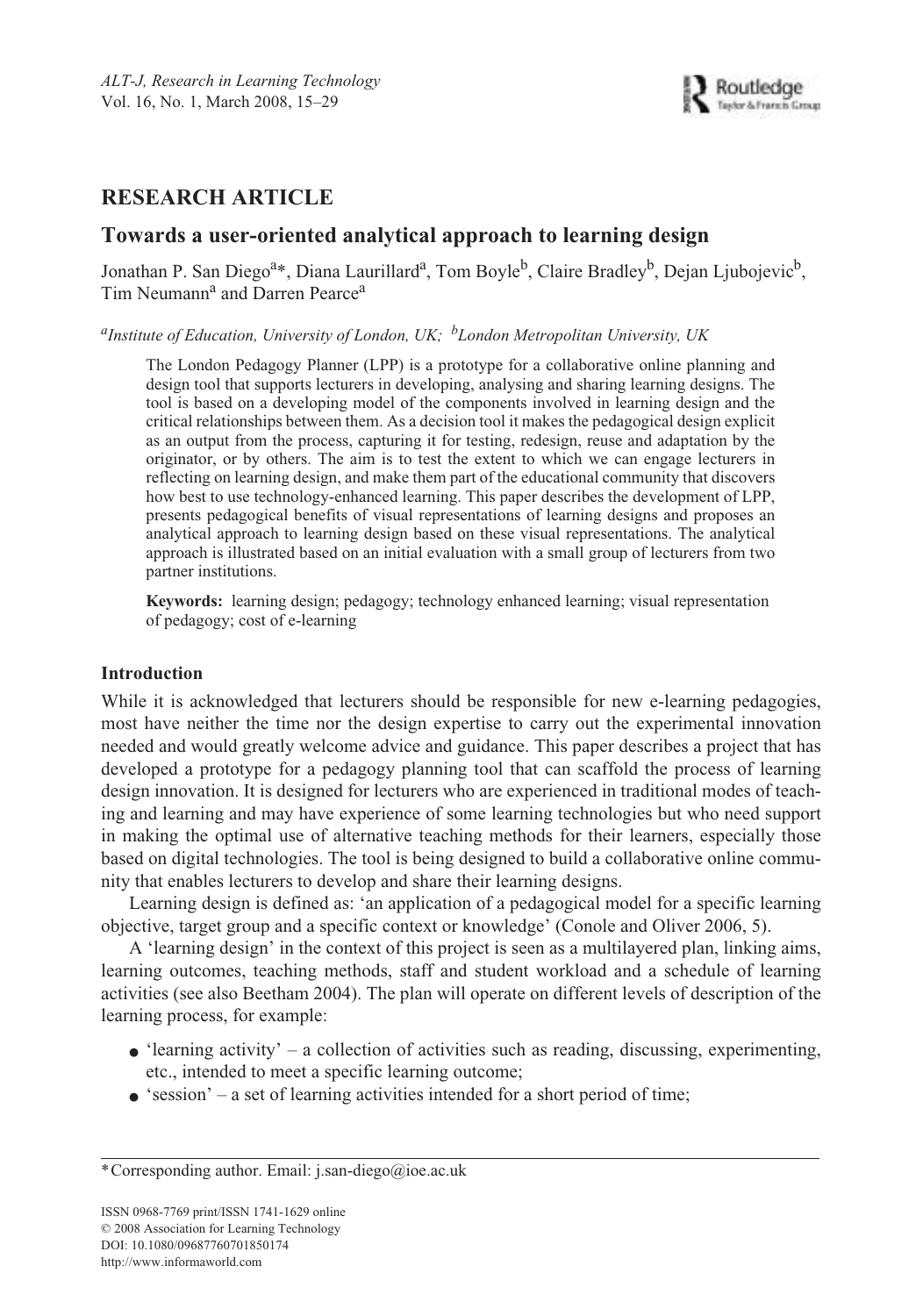## RESEARCH ARTICLE

# Towards a user-oriented analytical approach to learning design

Jonathan P. San Diego[a]*, Diana Laurillard[a], Tom Boyle[b], Claire Bradley[b], Dejan Ljubojevic[b], Tim Neumann[a] and Darren Pearce[a]

*[a]Institute of Education, University of London, UK; [b]London Metropolitan University, UK*

The London Pedagogy Planner (LPP) is a prototype for a collaborative online planning and design tool that supports lecturers in developing, analysing and sharing learning designs. The tool is based on a developing model of the components involved in learning design and the critical relationships between them. As a decision tool it makes the pedagogical design explicit as an output from the process, capturing it for testing, redesign, reuse and adaptation by the originator, or by others. The aim is to test the extent to which we can engage lecturers in reflecting on learning design, and make them part of the educational community that discovers how best to use technology-enhanced learning. This paper describes the development of LPP, presents pedagogical benefits of visual representations of learning designs and proposes an analytical approach to learning design based on these visual representations. The analytical approach is illustrated based on an initial evaluation with a small group of lecturers from two partner institutions.

**Keywords:** learning design; pedagogy; technology enhanced learning; visual representation of pedagogy; cost of e-learning

### Introduction

While it is acknowledged that lecturers should be responsible for new e-learning pedagogies, most have neither the time nor the design expertise to carry out the experimental innovation needed and would greatly welcome advice and guidance. This paper describes a project that has developed a prototype for a pedagogy planning tool that can scaffold the process of learning design innovation. It is designed for lecturers who are experienced in traditional modes of teaching and learning and may have experience of some learning technologies but who need support in making the optimal use of alternative teaching methods for their learners, especially those based on digital technologies. The tool is being designed to build a collaborative online community that enables lecturers to develop and share their learning designs.

Learning design is defined as: 'an application of a pedagogical model for a specific learning objective, target group and a specific context or knowledge' (Conole and Oliver 2006, 5).

A 'learning design' in the context of this project is seen as a multilayered plan, linking aims, learning outcomes, teaching methods, staff and student workload and a schedule of learning activities (see also Beetham 2004). The plan will operate on different levels of description of the learning process, for example:

- 'learning activity' – a collection of activities such as reading, discussing, experimenting, etc., intended to meet a specific learning outcome;
- 'session' – a set of learning activities intended for a short period of time;

*Corresponding author. Email: j.san-diego@ioe.ac.uk

ISSN 0968-7769 print/ISSN 1741-1629 online
© 2008 Association for Learning Technology
DOI: 10.1080/09687760701850174
http://www.informaworld.com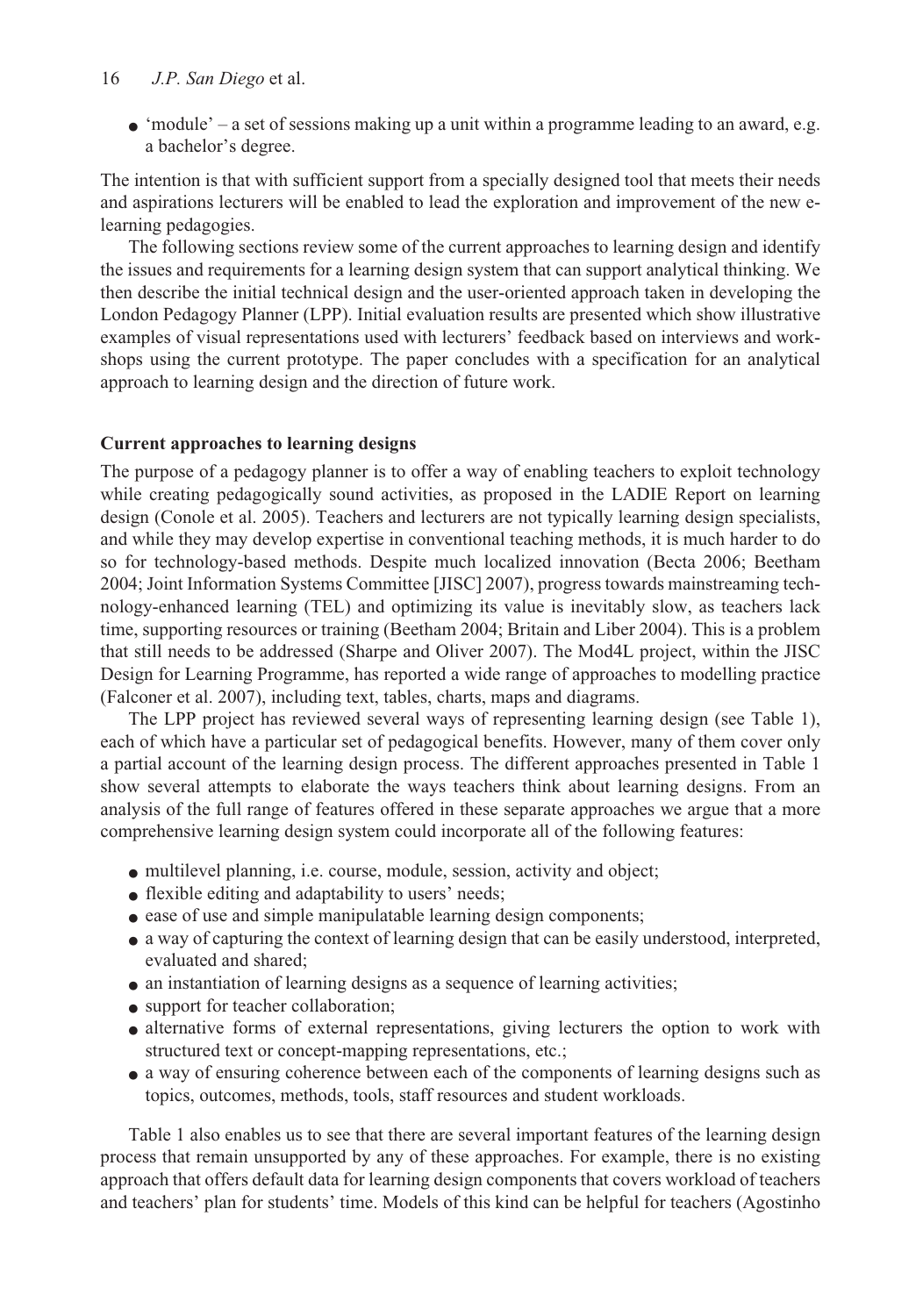- 'module' – a set of sessions making up a unit within a programme leading to an award, e.g. a bachelor's degree.

The intention is that with sufficient support from a specially designed tool that meets their needs and aspirations lecturers will be enabled to lead the exploration and improvement of the new e-learning pedagogies.

The following sections review some of the current approaches to learning design and identify the issues and requirements for a learning design system that can support analytical thinking. We then describe the initial technical design and the user-oriented approach taken in developing the London Pedagogy Planner (LPP). Initial evaluation results are presented which show illustrative examples of visual representations used with lecturers' feedback based on interviews and workshops using the current prototype. The paper concludes with a specification for an analytical approach to learning design and the direction of future work.

## Current approaches to learning designs

The purpose of a pedagogy planner is to offer a way of enabling teachers to exploit technology while creating pedagogically sound activities, as proposed in the LADIE Report on learning design (Conole et al. 2005). Teachers and lecturers are not typically learning design specialists, and while they may develop expertise in conventional teaching methods, it is much harder to do so for technology-based methods. Despite much localized innovation (Becta 2006; Beetham 2004; Joint Information Systems Committee [JISC] 2007), progress towards mainstreaming technology-enhanced learning (TEL) and optimizing its value is inevitably slow, as teachers lack time, supporting resources or training (Beetham 2004; Britain and Liber 2004). This is a problem that still needs to be addressed (Sharpe and Oliver 2007). The Mod4L project, within the JISC Design for Learning Programme, has reported a wide range of approaches to modelling practice (Falconer et al. 2007), including text, tables, charts, maps and diagrams.

The LPP project has reviewed several ways of representing learning design (see Table 1), each of which have a particular set of pedagogical benefits. However, many of them cover only a partial account of the learning design process. The different approaches presented in Table 1 show several attempts to elaborate the ways teachers think about learning designs. From an analysis of the full range of features offered in these separate approaches we argue that a more comprehensive learning design system could incorporate all of the following features:

- multilevel planning, i.e. course, module, session, activity and object;
- flexible editing and adaptability to users' needs;
- ease of use and simple manipulatable learning design components;
- a way of capturing the context of learning design that can be easily understood, interpreted, evaluated and shared;
- an instantiation of learning designs as a sequence of learning activities;
- support for teacher collaboration;
- alternative forms of external representations, giving lecturers the option to work with structured text or concept-mapping representations, etc.;
- a way of ensuring coherence between each of the components of learning designs such as topics, outcomes, methods, tools, staff resources and student workloads.

Table 1 also enables us to see that there are several important features of the learning design process that remain unsupported by any of these approaches. For example, there is no existing approach that offers default data for learning design components that covers workload of teachers and teachers' plan for students' time. Models of this kind can be helpful for teachers (Agostinho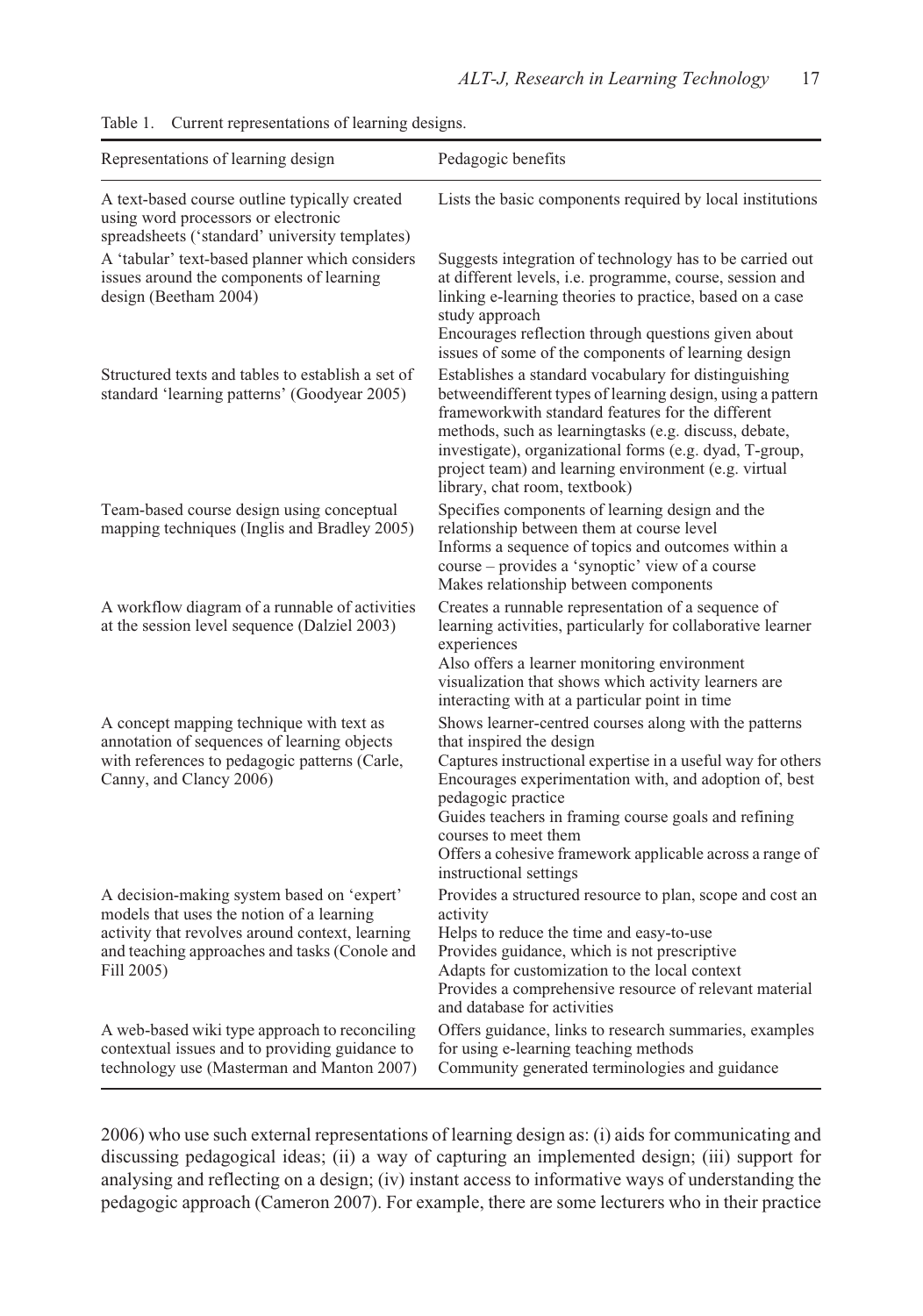Table 1. Current representations of learning designs.

| Representations of learning design | Pedagogic benefits |
|---|---|
| A text-based course outline typically created using word processors or electronic spreadsheets ('standard' university templates) | Lists the basic components required by local institutions |
| A 'tabular' text-based planner which considers issues around the components of learning design (Beetham 2004) | Suggests integration of technology has to be carried out at different levels, i.e. programme, course, session and linking e-learning theories to practice, based on a case study approach<br>Encourages reflection through questions given about issues of some of the components of learning design |
| Structured texts and tables to establish a set of standard 'learning patterns' (Goodyear 2005) | Establishes a standard vocabulary for distinguishing betweendifferent types of learning design, using a pattern frameworkwith standard features for the different methods, such as learningtasks (e.g. discuss, debate, investigate), organizational forms (e.g. dyad, T-group, project team) and learning environment (e.g. virtual library, chat room, textbook) |
| Team-based course design using conceptual mapping techniques (Inglis and Bradley 2005) | Specifies components of learning design and the relationship between them at course level<br>Informs a sequence of topics and outcomes within a course – provides a 'synoptic' view of a course<br>Makes relationship between components |
| A workflow diagram of a runnable of activities at the session level sequence (Dalziel 2003) | Creates a runnable representation of a sequence of learning activities, particularly for collaborative learner experiences<br>Also offers a learner monitoring environment visualization that shows which activity learners are interacting with at a particular point in time |
| A concept mapping technique with text as annotation of sequences of learning objects with references to pedagogic patterns (Carle, Canny, and Clancy 2006) | Shows learner-centred courses along with the patterns that inspired the design<br>Captures instructional expertise in a useful way for others<br>Encourages experimentation with, and adoption of, best pedagogic practice<br>Guides teachers in framing course goals and refining courses to meet them<br>Offers a cohesive framework applicable across a range of instructional settings |
| A decision-making system based on 'expert' models that uses the notion of a learning activity that revolves around context, learning and teaching approaches and tasks (Conole and Fill 2005) | Provides a structured resource to plan, scope and cost an activity<br>Helps to reduce the time and easy-to-use<br>Provides guidance, which is not prescriptive<br>Adapts for customization to the local context<br>Provides a comprehensive resource of relevant material and database for activities |
| A web-based wiki type approach to reconciling contextual issues and to providing guidance to technology use (Masterman and Manton 2007) | Offers guidance, links to research summaries, examples for using e-learning teaching methods<br>Community generated terminologies and guidance |

2006) who use such external representations of learning design as: (i) aids for communicating and discussing pedagogical ideas; (ii) a way of capturing an implemented design; (iii) support for analysing and reflecting on a design; (iv) instant access to informative ways of understanding the pedagogic approach (Cameron 2007). For example, there are some lecturers who in their practice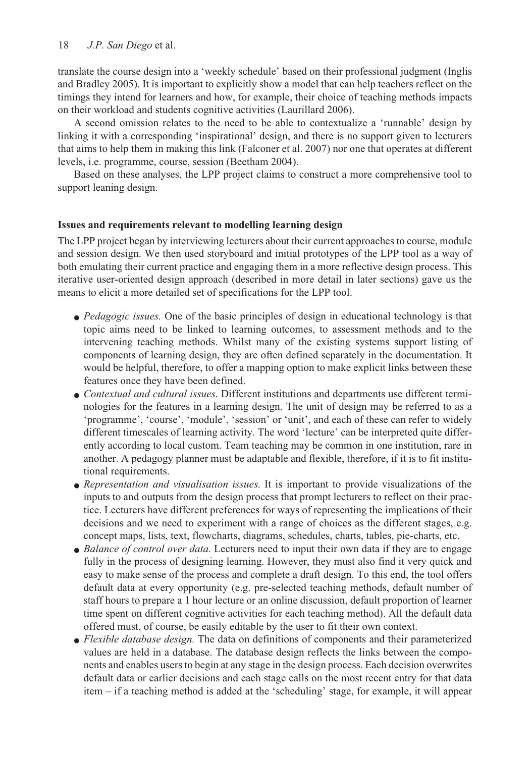translate the course design into a 'weekly schedule' based on their professional judgment (Inglis and Bradley 2005). It is important to explicitly show a model that can help teachers reflect on the timings they intend for learners and how, for example, their choice of teaching methods impacts on their workload and students cognitive activities (Laurillard 2006).

A second omission relates to the need to be able to contextualize a 'runnable' design by linking it with a corresponding 'inspirational' design, and there is no support given to lecturers that aims to help them in making this link (Falconer et al. 2007) nor one that operates at different levels, i.e. programme, course, session (Beetham 2004).

Based on these analyses, the LPP project claims to construct a more comprehensive tool to support leaning design.

### Issues and requirements relevant to modelling learning design

The LPP project began by interviewing lecturers about their current approaches to course, module and session design. We then used storyboard and initial prototypes of the LPP tool as a way of both emulating their current practice and engaging them in a more reflective design process. This iterative user-oriented design approach (described in more detail in later sections) gave us the means to elicit a more detailed set of specifications for the LPP tool.

- *Pedagogic issues.* One of the basic principles of design in educational technology is that topic aims need to be linked to learning outcomes, to assessment methods and to the intervening teaching methods. Whilst many of the existing systems support listing of components of learning design, they are often defined separately in the documentation. It would be helpful, therefore, to offer a mapping option to make explicit links between these features once they have been defined.
- *Contextual and cultural issues.* Different institutions and departments use different terminologies for the features in a learning design. The unit of design may be referred to as a 'programme', 'course', 'module', 'session' or 'unit', and each of these can refer to widely different timescales of learning activity. The word 'lecture' can be interpreted quite differently according to local custom. Team teaching may be common in one institution, rare in another. A pedagogy planner must be adaptable and flexible, therefore, if it is to fit institutional requirements.
- *Representation and visualisation issues.* It is important to provide visualizations of the inputs to and outputs from the design process that prompt lecturers to reflect on their practice. Lecturers have different preferences for ways of representing the implications of their decisions and we need to experiment with a range of choices as the different stages, e.g. concept maps, lists, text, flowcharts, diagrams, schedules, charts, tables, pie-charts, etc.
- *Balance of control over data.* Lecturers need to input their own data if they are to engage fully in the process of designing learning. However, they must also find it very quick and easy to make sense of the process and complete a draft design. To this end, the tool offers default data at every opportunity (e.g. pre-selected teaching methods, default number of staff hours to prepare a 1 hour lecture or an online discussion, default proportion of learner time spent on different cognitive activities for each teaching method). All the default data offered must, of course, be easily editable by the user to fit their own context.
- *Flexible database design.* The data on definitions of components and their parameterized values are held in a database. The database design reflects the links between the components and enables users to begin at any stage in the design process. Each decision overwrites default data or earlier decisions and each stage calls on the most recent entry for that data item – if a teaching method is added at the 'scheduling' stage, for example, it will appear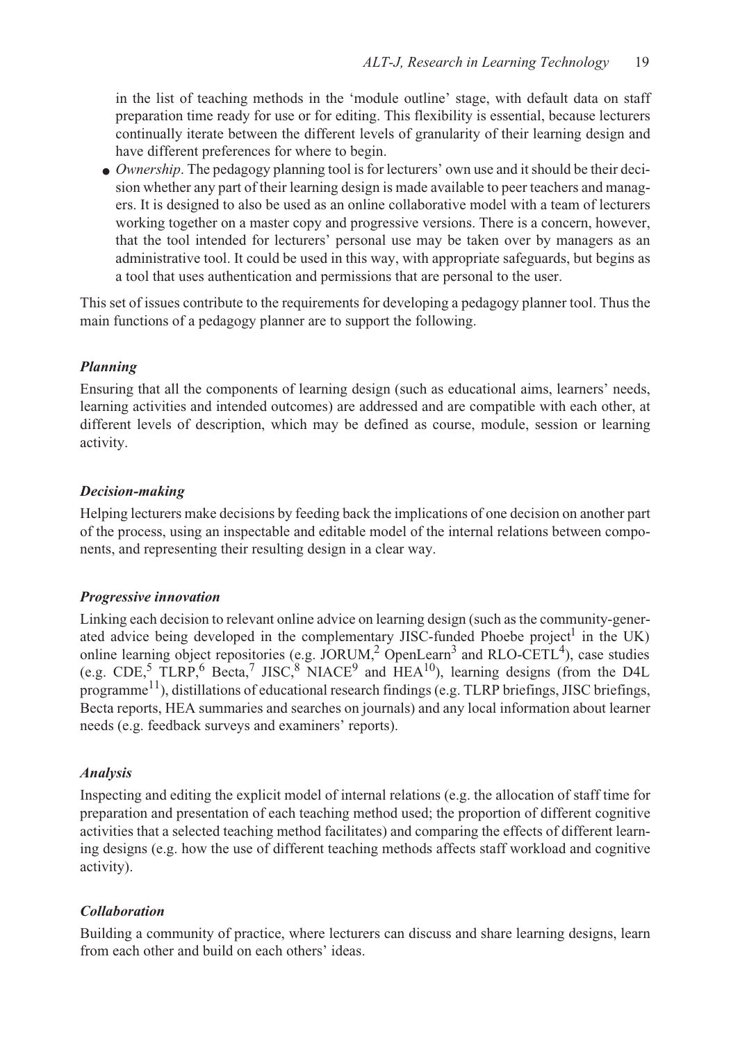in the list of teaching methods in the 'module outline' stage, with default data on staff preparation time ready for use or for editing. This flexibility is essential, because lecturers continually iterate between the different levels of granularity of their learning design and have different preferences for where to begin.

- *Ownership*. The pedagogy planning tool is for lecturers' own use and it should be their decision whether any part of their learning design is made available to peer teachers and managers. It is designed to also be used as an online collaborative model with a team of lecturers working together on a master copy and progressive versions. There is a concern, however, that the tool intended for lecturers' personal use may be taken over by managers as an administrative tool. It could be used in this way, with appropriate safeguards, but begins as a tool that uses authentication and permissions that are personal to the user.

This set of issues contribute to the requirements for developing a pedagogy planner tool. Thus the main functions of a pedagogy planner are to support the following.

### *Planning*

Ensuring that all the components of learning design (such as educational aims, learners' needs, learning activities and intended outcomes) are addressed and are compatible with each other, at different levels of description, which may be defined as course, module, session or learning activity.

### *Decision-making*

Helping lecturers make decisions by feeding back the implications of one decision on another part of the process, using an inspectable and editable model of the internal relations between components, and representing their resulting design in a clear way.

### *Progressive innovation*

Linking each decision to relevant online advice on learning design (such as the community-generated advice being developed in the complementary JISC-funded Phoebe project[1] in the UK) online learning object repositories (e.g. JORUM,[2] OpenLearn[3] and RLO-CETL[4]), case studies (e.g. CDE,[5] TLRP,[6] Becta,[7] JISC,[8] NIACE[9] and HEA[10]), learning designs (from the D4L programme[11]), distillations of educational research findings (e.g. TLRP briefings, JISC briefings, Becta reports, HEA summaries and searches on journals) and any local information about learner needs (e.g. feedback surveys and examiners' reports).

### *Analysis*

Inspecting and editing the explicit model of internal relations (e.g. the allocation of staff time for preparation and presentation of each teaching method used; the proportion of different cognitive activities that a selected teaching method facilitates) and comparing the effects of different learning designs (e.g. how the use of different teaching methods affects staff workload and cognitive activity).

### *Collaboration*

Building a community of practice, where lecturers can discuss and share learning designs, learn from each other and build on each others' ideas.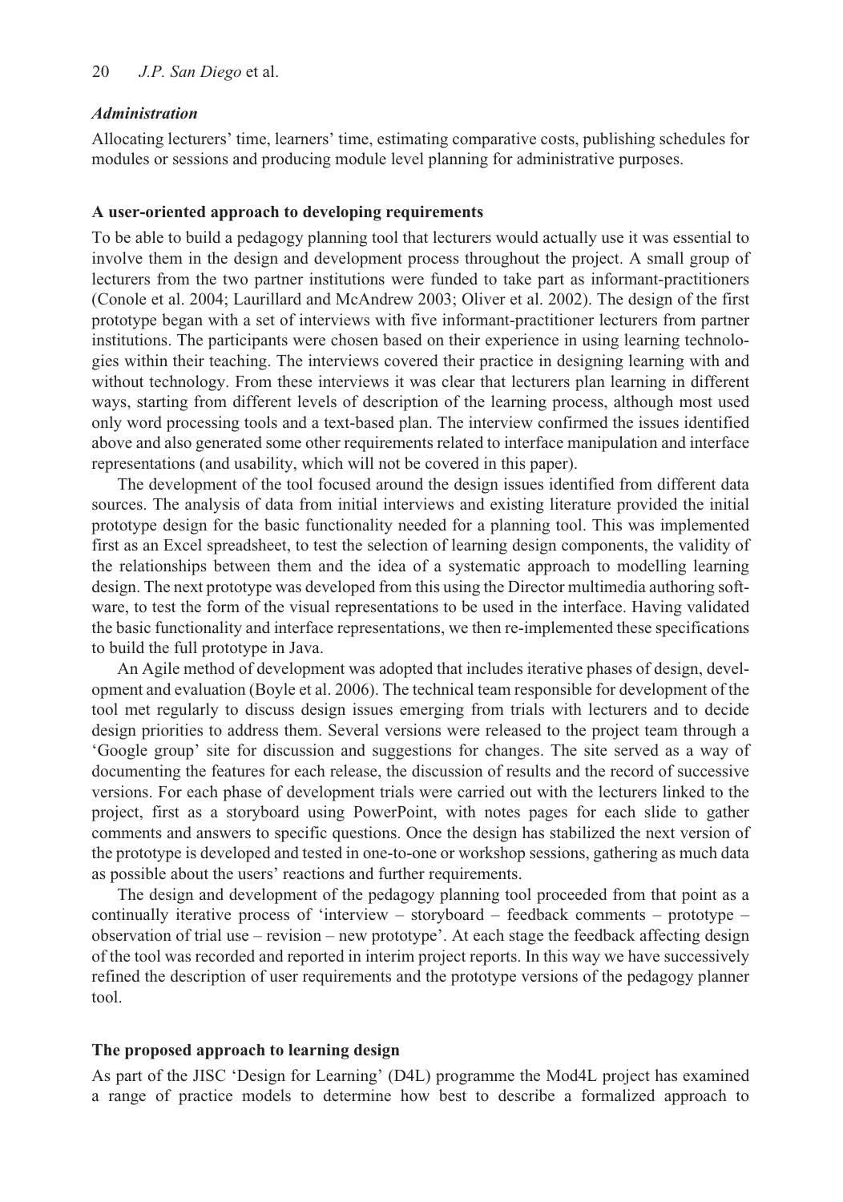### *Administration*

Allocating lecturers' time, learners' time, estimating comparative costs, publishing schedules for modules or sessions and producing module level planning for administrative purposes.

## A user-oriented approach to developing requirements

To be able to build a pedagogy planning tool that lecturers would actually use it was essential to involve them in the design and development process throughout the project. A small group of lecturers from the two partner institutions were funded to take part as informant-practitioners (Conole et al. 2004; Laurillard and McAndrew 2003; Oliver et al. 2002). The design of the first prototype began with a set of interviews with five informant-practitioner lecturers from partner institutions. The participants were chosen based on their experience in using learning technologies within their teaching. The interviews covered their practice in designing learning with and without technology. From these interviews it was clear that lecturers plan learning in different ways, starting from different levels of description of the learning process, although most used only word processing tools and a text-based plan. The interview confirmed the issues identified above and also generated some other requirements related to interface manipulation and interface representations (and usability, which will not be covered in this paper).

The development of the tool focused around the design issues identified from different data sources. The analysis of data from initial interviews and existing literature provided the initial prototype design for the basic functionality needed for a planning tool. This was implemented first as an Excel spreadsheet, to test the selection of learning design components, the validity of the relationships between them and the idea of a systematic approach to modelling learning design. The next prototype was developed from this using the Director multimedia authoring software, to test the form of the visual representations to be used in the interface. Having validated the basic functionality and interface representations, we then re-implemented these specifications to build the full prototype in Java.

An Agile method of development was adopted that includes iterative phases of design, development and evaluation (Boyle et al. 2006). The technical team responsible for development of the tool met regularly to discuss design issues emerging from trials with lecturers and to decide design priorities to address them. Several versions were released to the project team through a 'Google group' site for discussion and suggestions for changes. The site served as a way of documenting the features for each release, the discussion of results and the record of successive versions. For each phase of development trials were carried out with the lecturers linked to the project, first as a storyboard using PowerPoint, with notes pages for each slide to gather comments and answers to specific questions. Once the design has stabilized the next version of the prototype is developed and tested in one-to-one or workshop sessions, gathering as much data as possible about the users' reactions and further requirements.

The design and development of the pedagogy planning tool proceeded from that point as a continually iterative process of 'interview – storyboard – feedback comments – prototype – observation of trial use – revision – new prototype'. At each stage the feedback affecting design of the tool was recorded and reported in interim project reports. In this way we have successively refined the description of user requirements and the prototype versions of the pedagogy planner tool.

## The proposed approach to learning design

As part of the JISC 'Design for Learning' (D4L) programme the Mod4L project has examined a range of practice models to determine how best to describe a formalized approach to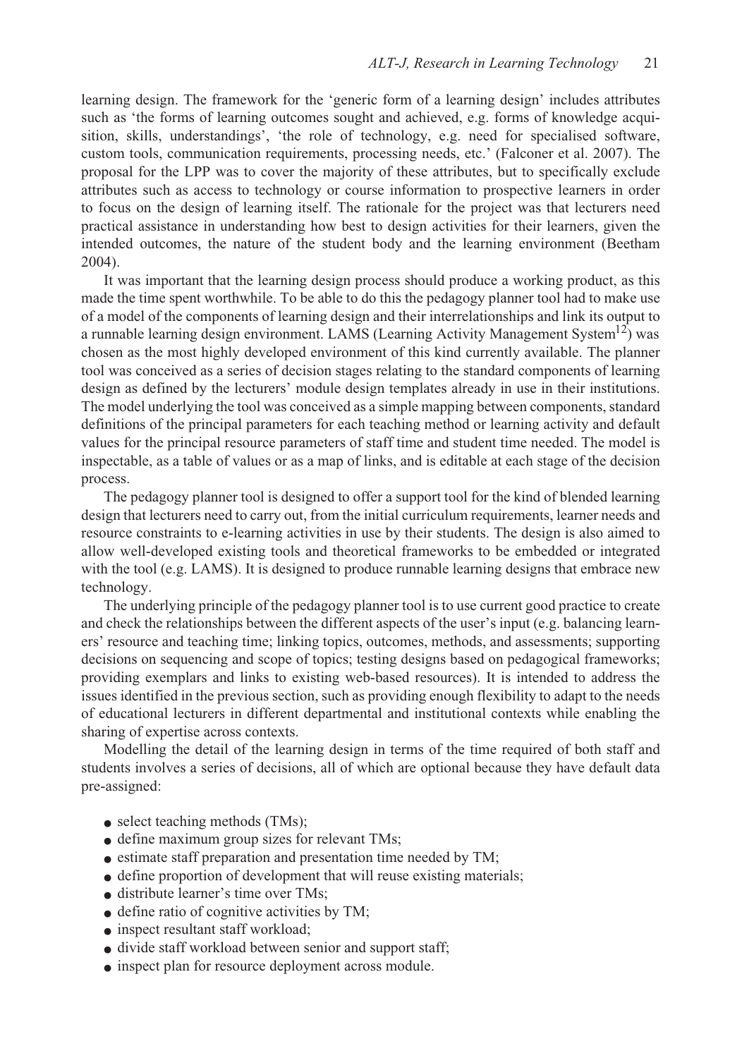learning design. The framework for the 'generic form of a learning design' includes attributes such as 'the forms of learning outcomes sought and achieved, e.g. forms of knowledge acquisition, skills, understandings', 'the role of technology, e.g. need for specialised software, custom tools, communication requirements, processing needs, etc.' (Falconer et al. 2007). The proposal for the LPP was to cover the majority of these attributes, but to specifically exclude attributes such as access to technology or course information to prospective learners in order to focus on the design of learning itself. The rationale for the project was that lecturers need practical assistance in understanding how best to design activities for their learners, given the intended outcomes, the nature of the student body and the learning environment (Beetham 2004).

It was important that the learning design process should produce a working product, as this made the time spent worthwhile. To be able to do this the pedagogy planner tool had to make use of a model of the components of learning design and their interrelationships and link its output to a runnable learning design environment. LAMS (Learning Activity Management System[12]) was chosen as the most highly developed environment of this kind currently available. The planner tool was conceived as a series of decision stages relating to the standard components of learning design as defined by the lecturers' module design templates already in use in their institutions. The model underlying the tool was conceived as a simple mapping between components, standard definitions of the principal parameters for each teaching method or learning activity and default values for the principal resource parameters of staff time and student time needed. The model is inspectable, as a table of values or as a map of links, and is editable at each stage of the decision process.

The pedagogy planner tool is designed to offer a support tool for the kind of blended learning design that lecturers need to carry out, from the initial curriculum requirements, learner needs and resource constraints to e-learning activities in use by their students. The design is also aimed to allow well-developed existing tools and theoretical frameworks to be embedded or integrated with the tool (e.g. LAMS). It is designed to produce runnable learning designs that embrace new technology.

The underlying principle of the pedagogy planner tool is to use current good practice to create and check the relationships between the different aspects of the user's input (e.g. balancing learners' resource and teaching time; linking topics, outcomes, methods, and assessments; supporting decisions on sequencing and scope of topics; testing designs based on pedagogical frameworks; providing exemplars and links to existing web-based resources). It is intended to address the issues identified in the previous section, such as providing enough flexibility to adapt to the needs of educational lecturers in different departmental and institutional contexts while enabling the sharing of expertise across contexts.

Modelling the detail of the learning design in terms of the time required of both staff and students involves a series of decisions, all of which are optional because they have default data pre-assigned:

- select teaching methods (TMs);
- define maximum group sizes for relevant TMs;
- estimate staff preparation and presentation time needed by TM;
- define proportion of development that will reuse existing materials;
- distribute learner's time over TMs;
- define ratio of cognitive activities by TM;
- inspect resultant staff workload;
- divide staff workload between senior and support staff;
- inspect plan for resource deployment across module.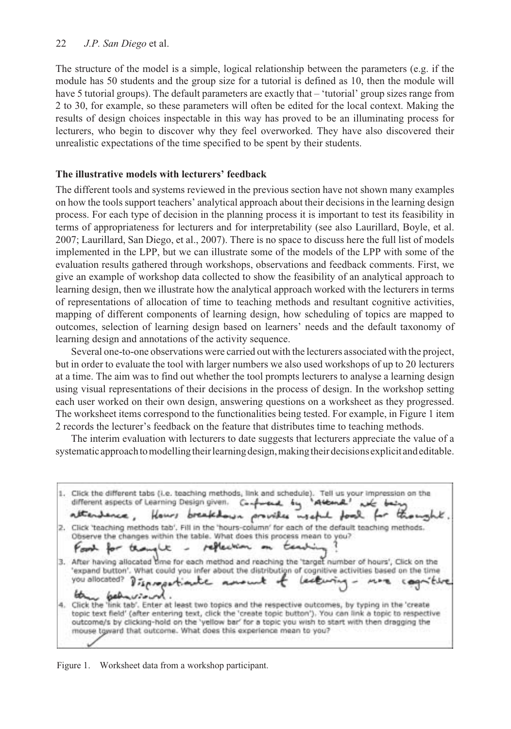The structure of the model is a simple, logical relationship between the parameters (e.g. if the module has 50 students and the group size for a tutorial is defined as 10, then the module will have 5 tutorial groups). The default parameters are exactly that – 'tutorial' group sizes range from 2 to 30, for example, so these parameters will often be edited for the local context. Making the results of design choices inspectable in this way has proved to be an illuminating process for lecturers, who begin to discover why they feel overworked. They have also discovered their unrealistic expectations of the time specified to be spent by their students.

### The illustrative models with lecturers' feedback

The different tools and systems reviewed in the previous section have not shown many examples on how the tools support teachers' analytical approach about their decisions in the learning design process. For each type of decision in the planning process it is important to test its feasibility in terms of appropriateness for lecturers and for interpretability (see also Laurillard, Boyle, et al. 2007; Laurillard, San Diego, et al., 2007). There is no space to discuss here the full list of models implemented in the LPP, but we can illustrate some of the models of the LPP with some of the evaluation results gathered through workshops, observations and feedback comments. First, we give an example of workshop data collected to show the feasibility of an analytical approach to learning design, then we illustrate how the analytical approach worked with the lecturers in terms of representations of allocation of time to teaching methods and resultant cognitive activities, mapping of different components of learning design, how scheduling of topics are mapped to outcomes, selection of learning design based on learners' needs and the default taxonomy of learning design and annotations of the activity sequence.

Several one-to-one observations were carried out with the lecturers associated with the project, but in order to evaluate the tool with larger numbers we also used workshops of up to 20 lecturers at a time. The aim was to find out whether the tool prompts lecturers to analyse a learning design using visual representations of their decisions in the process of design. In the workshop setting each user worked on their own design, answering questions on a worksheet as they progressed. The worksheet items correspond to the functionalities being tested. For example, in Figure 1 item 2 records the lecturer's feedback on the feature that distributes time to teaching methods.

The interim evaluation with lecturers to date suggests that lecturers appreciate the value of a systematic approach to modelling their learning design, making their decisions explicit and editable.

1. Click the different tabs (i.e. teaching methods, link and schedule). Tell us your impression on the different aspects of Learning Design given. Confused by 'Attend' not being attendance, Hours breakdown provides useful tool for thought.
2. Click 'teaching methods tab'. Fill in the 'hours-column' for each of the default teaching methods. Observe the changes within the table. What does this process mean to you? Food for thought - reflection on teaching?
3. After having allocated time for each method and reaching the 'target' number of hours', Click on the 'expand button'. What could you infer about the distribution of cognitive activities based on the time you allocated? Disproportionate amount of lecturing - more cognitive than behavioural.
4. Click the 'link tab'. Enter at least two topics and the respective outcomes, by typing in the 'create topic text field' (after entering text, click the 'create topic button'). You can link a topic to respective outcome/s by clicking-hold on the 'yellow bar' for a topic you wish to start with then dragging the mouse toward that outcome. What does this experience mean to you? ✓

Figure 1. Worksheet data from a workshop participant.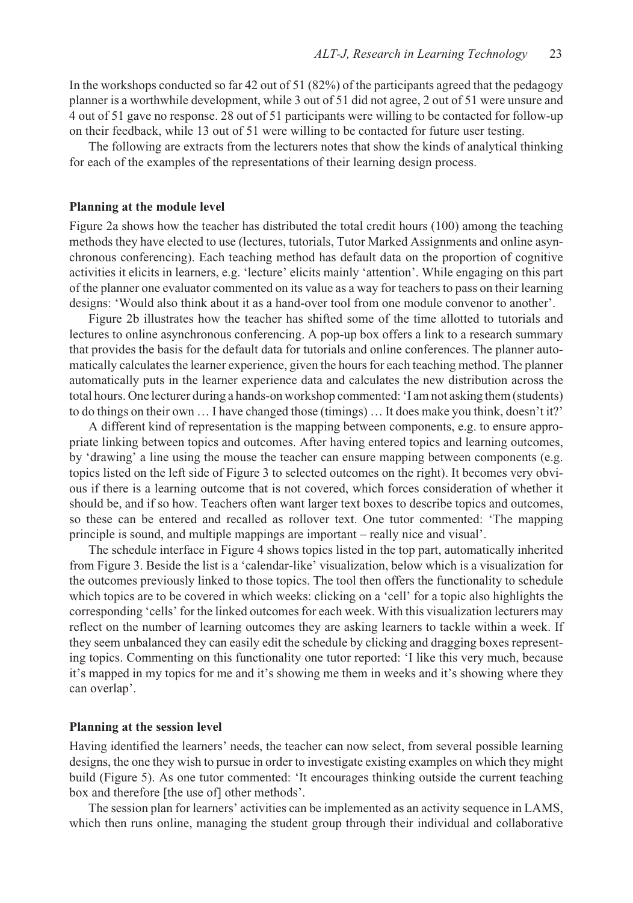In the workshops conducted so far 42 out of 51 (82%) of the participants agreed that the pedagogy planner is a worthwhile development, while 3 out of 51 did not agree, 2 out of 51 were unsure and 4 out of 51 gave no response. 28 out of 51 participants were willing to be contacted for follow-up on their feedback, while 13 out of 51 were willing to be contacted for future user testing.

The following are extracts from the lecturers notes that show the kinds of analytical thinking for each of the examples of the representations of their learning design process.

### Planning at the module level

Figure 2a shows how the teacher has distributed the total credit hours (100) among the teaching methods they have elected to use (lectures, tutorials, Tutor Marked Assignments and online asynchronous conferencing). Each teaching method has default data on the proportion of cognitive activities it elicits in learners, e.g. 'lecture' elicits mainly 'attention'. While engaging on this part of the planner one evaluator commented on its value as a way for teachers to pass on their learning designs: 'Would also think about it as a hand-over tool from one module convenor to another'.

Figure 2b illustrates how the teacher has shifted some of the time allotted to tutorials and lectures to online asynchronous conferencing. A pop-up box offers a link to a research summary that provides the basis for the default data for tutorials and online conferences. The planner automatically calculates the learner experience, given the hours for each teaching method. The planner automatically puts in the learner experience data and calculates the new distribution across the total hours. One lecturer during a hands-on workshop commented: 'I am not asking them (students) to do things on their own … I have changed those (timings) … It does make you think, doesn't it?'

A different kind of representation is the mapping between components, e.g. to ensure appropriate linking between topics and outcomes. After having entered topics and learning outcomes, by 'drawing' a line using the mouse the teacher can ensure mapping between components (e.g. topics listed on the left side of Figure 3 to selected outcomes on the right). It becomes very obvious if there is a learning outcome that is not covered, which forces consideration of whether it should be, and if so how. Teachers often want larger text boxes to describe topics and outcomes, so these can be entered and recalled as rollover text. One tutor commented: 'The mapping principle is sound, and multiple mappings are important – really nice and visual'.

The schedule interface in Figure 4 shows topics listed in the top part, automatically inherited from Figure 3. Beside the list is a 'calendar-like' visualization, below which is a visualization for the outcomes previously linked to those topics. The tool then offers the functionality to schedule which topics are to be covered in which weeks: clicking on a 'cell' for a topic also highlights the corresponding 'cells' for the linked outcomes for each week. With this visualization lecturers may reflect on the number of learning outcomes they are asking learners to tackle within a week. If they seem unbalanced they can easily edit the schedule by clicking and dragging boxes representing topics. Commenting on this functionality one tutor reported: 'I like this very much, because it's mapped in my topics for me and it's showing me them in weeks and it's showing where they can overlap'.

### Planning at the session level

Having identified the learners' needs, the teacher can now select, from several possible learning designs, the one they wish to pursue in order to investigate existing examples on which they might build (Figure 5). As one tutor commented: 'It encourages thinking outside the current teaching box and therefore [the use of] other methods'.

The session plan for learners' activities can be implemented as an activity sequence in LAMS, which then runs online, managing the student group through their individual and collaborative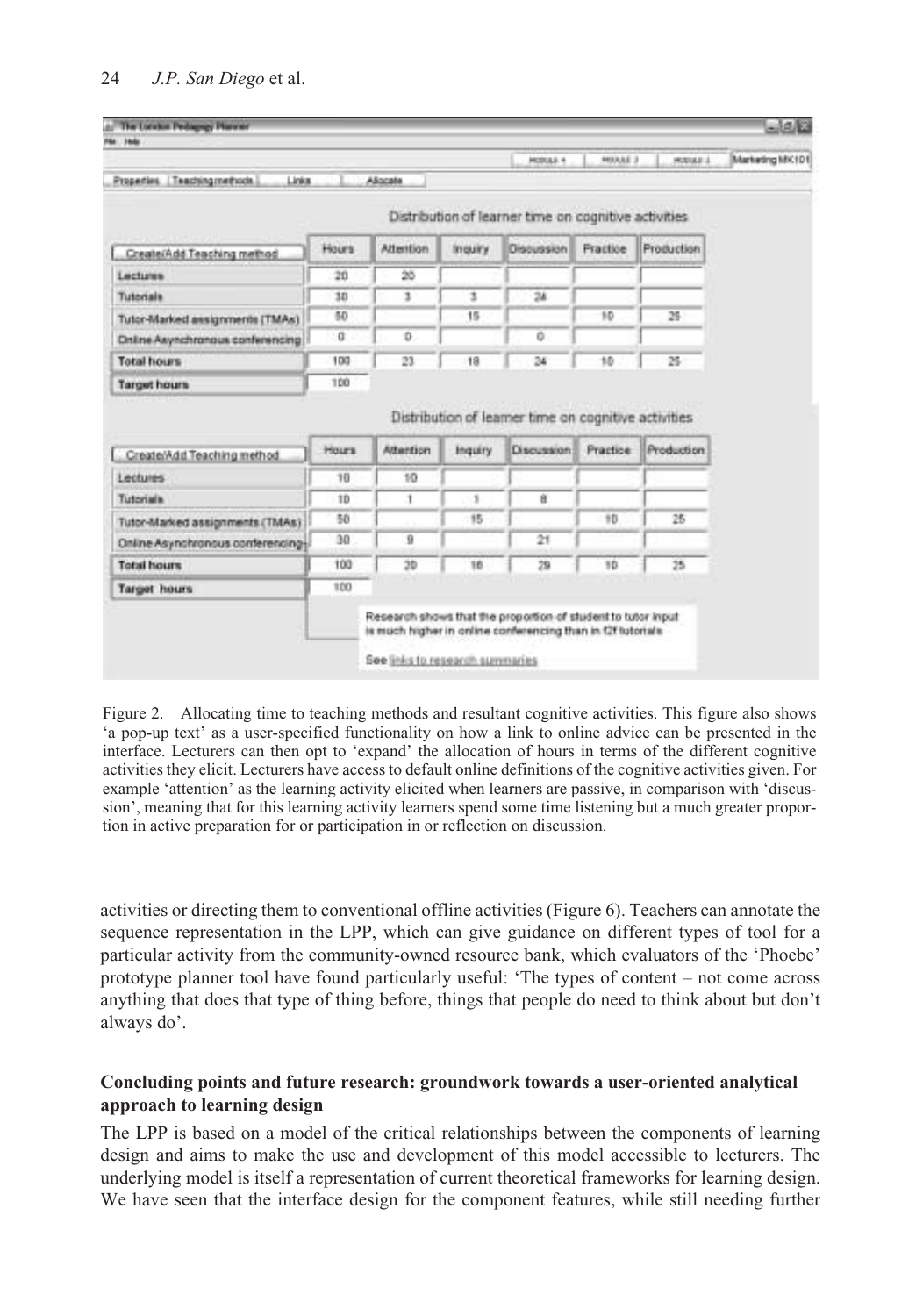The London Pedagogy Planner

File Help

MODULE 4 | MODULE 3 | MODULE 1 | Marketing MK101

Properties | Teaching methods | Links | Allocate

Distribution of learner time on cognitive activities

| Create/Add Teaching method | Hours | Attention | Inquiry | Discussion | Practice | Production |
|---|---|---|---|---|---|---|
| Lectures | 20 | 20 | | | | |
| Tutorials | 30 | 3 | 3 | 24 | | |
| Tutor-Marked assignments (TMAs) | 50 | | 15 | | 10 | 25 |
| Online Asynchronous conferencing | 0 | 0 | | 0 | | |
| **Total hours** | 100 | 23 | 18 | 24 | 10 | 25 |
| **Target hours** | 100 | | | | | |

Distribution of learner time on cognitive activities

| Create/Add Teaching method | Hours | Attention | Inquiry | Discussion | Practice | Production |
|---|---|---|---|---|---|---|
| Lectures | 10 | 10 | | | | |
| Tutorials | 10 | 1 | 1 | 8 | | |
| Tutor-Marked assignments (TMAs) | 50 | | 15 | | 10 | 25 |
| Online Asynchronous conferencing | 30 | 9 | | 21 | | |
| **Total hours** | 100 | 20 | 16 | 29 | 10 | 25 |
| **Target hours** | 100 | | | | | |

Research shows that the proportion of student to tutor input is much higher in online conferencing than in f2f tutorials

See links to research summaries

Figure 2. Allocating time to teaching methods and resultant cognitive activities. This figure also shows 'a pop-up text' as a user-specified functionality on how a link to online advice can be presented in the interface. Lecturers can then opt to 'expand' the allocation of hours in terms of the different cognitive activities they elicit. Lecturers have access to default online definitions of the cognitive activities given. For example 'attention' as the learning activity elicited when learners are passive, in comparison with 'discussion', meaning that for this learning activity learners spend some time listening but a much greater proportion in active preparation for or participation in or reflection on discussion.

activities or directing them to conventional offline activities (Figure 6). Teachers can annotate the sequence representation in the LPP, which can give guidance on different types of tool for a particular activity from the community-owned resource bank, which evaluators of the 'Phoebe' prototype planner tool have found particularly useful: 'The types of content – not come across anything that does that type of thing before, things that people do need to think about but don't always do'.

## Concluding points and future research: groundwork towards a user-oriented analytical approach to learning design

The LPP is based on a model of the critical relationships between the components of learning design and aims to make the use and development of this model accessible to lecturers. The underlying model is itself a representation of current theoretical frameworks for learning design. We have seen that the interface design for the component features, while still needing further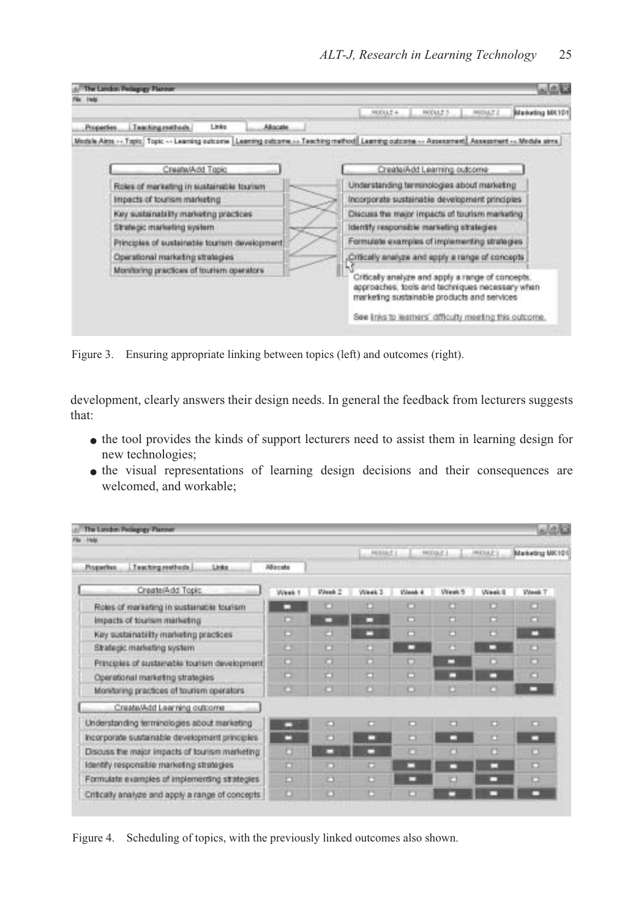Figure 3. Ensuring appropriate linking between topics (left) and outcomes (right).

development, clearly answers their design needs. In general the feedback from lecturers suggests that:

- the tool provides the kinds of support lecturers need to assist them in learning design for new technologies;
- the visual representations of learning design decisions and their consequences are welcomed, and workable;

Figure 4. Scheduling of topics, with the previously linked outcomes also shown.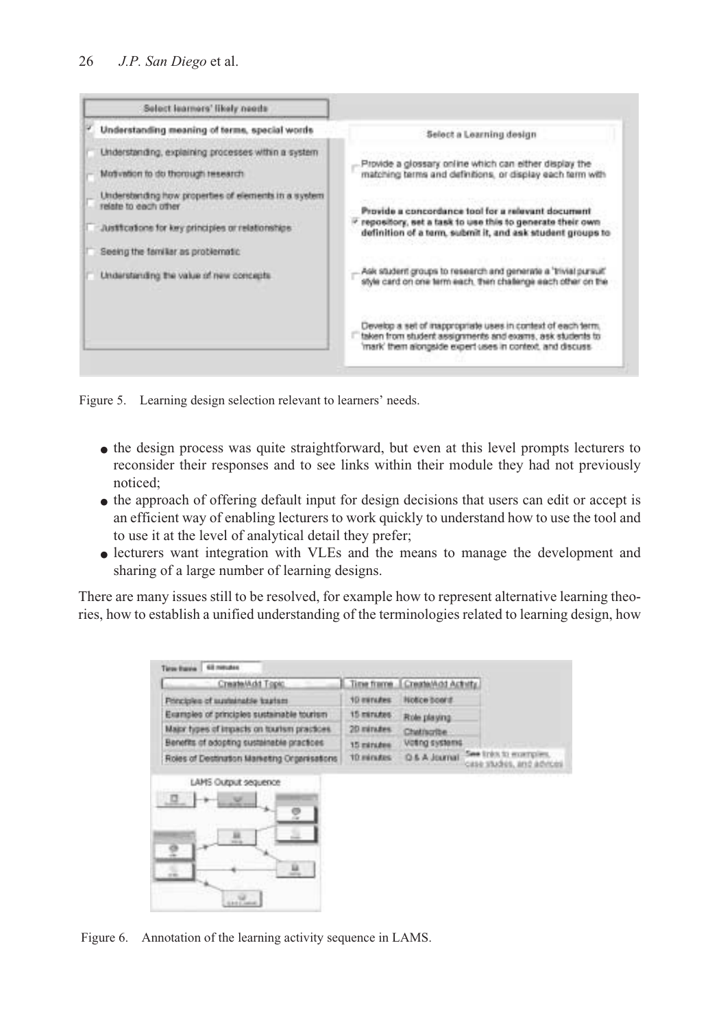Figure 5. Learning design selection relevant to learners' needs.

- the design process was quite straightforward, but even at this level prompts lecturers to reconsider their responses and to see links within their module they had not previously noticed;
- the approach of offering default input for design decisions that users can edit or accept is an efficient way of enabling lecturers to work quickly to understand how to use the tool and to use it at the level of analytical detail they prefer;
- lecturers want integration with VLEs and the means to manage the development and sharing of a large number of learning designs.

There are many issues still to be resolved, for example how to represent alternative learning theories, how to establish a unified understanding of the terminologies related to learning design, how

Figure 6. Annotation of the learning activity sequence in LAMS.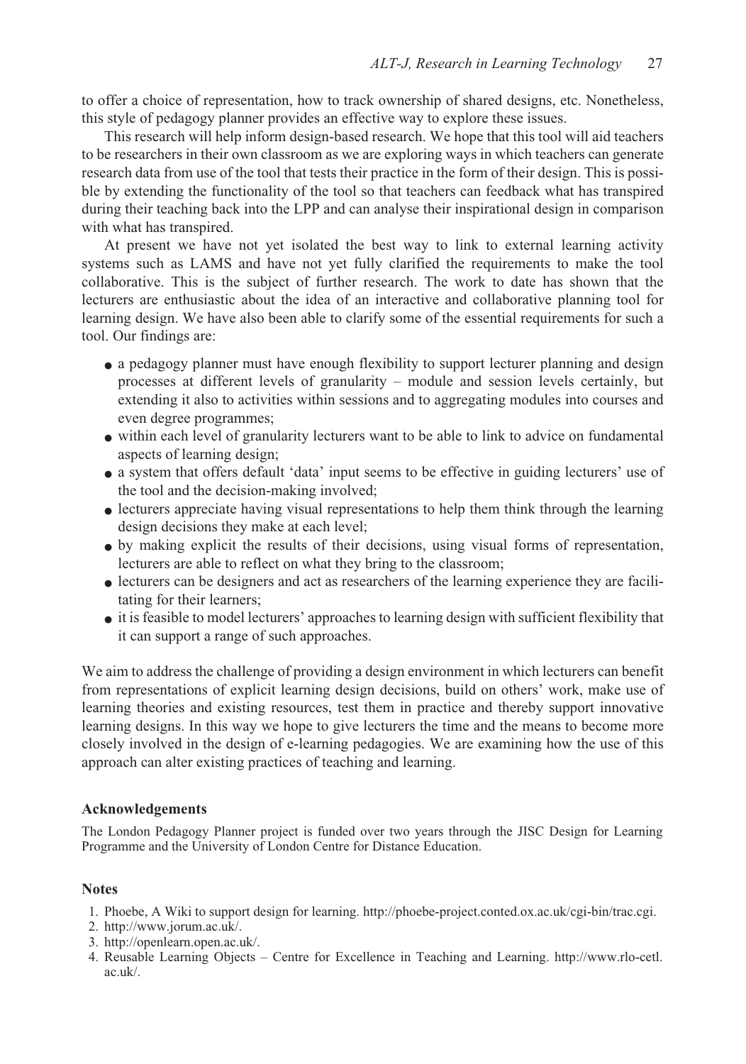to offer a choice of representation, how to track ownership of shared designs, etc. Nonetheless, this style of pedagogy planner provides an effective way to explore these issues.

This research will help inform design-based research. We hope that this tool will aid teachers to be researchers in their own classroom as we are exploring ways in which teachers can generate research data from use of the tool that tests their practice in the form of their design. This is possible by extending the functionality of the tool so that teachers can feedback what has transpired during their teaching back into the LPP and can analyse their inspirational design in comparison with what has transpired.

At present we have not yet isolated the best way to link to external learning activity systems such as LAMS and have not yet fully clarified the requirements to make the tool collaborative. This is the subject of further research. The work to date has shown that the lecturers are enthusiastic about the idea of an interactive and collaborative planning tool for learning design. We have also been able to clarify some of the essential requirements for such a tool. Our findings are:

- a pedagogy planner must have enough flexibility to support lecturer planning and design processes at different levels of granularity – module and session levels certainly, but extending it also to activities within sessions and to aggregating modules into courses and even degree programmes;
- within each level of granularity lecturers want to be able to link to advice on fundamental aspects of learning design;
- a system that offers default 'data' input seems to be effective in guiding lecturers' use of the tool and the decision-making involved;
- lecturers appreciate having visual representations to help them think through the learning design decisions they make at each level;
- by making explicit the results of their decisions, using visual forms of representation, lecturers are able to reflect on what they bring to the classroom;
- lecturers can be designers and act as researchers of the learning experience they are facilitating for their learners;
- it is feasible to model lecturers' approaches to learning design with sufficient flexibility that it can support a range of such approaches.

We aim to address the challenge of providing a design environment in which lecturers can benefit from representations of explicit learning design decisions, build on others' work, make use of learning theories and existing resources, test them in practice and thereby support innovative learning designs. In this way we hope to give lecturers the time and the means to become more closely involved in the design of e-learning pedagogies. We are examining how the use of this approach can alter existing practices of teaching and learning.

### Acknowledgements

The London Pedagogy Planner project is funded over two years through the JISC Design for Learning Programme and the University of London Centre for Distance Education.

### Notes

1. Phoebe, A Wiki to support design for learning. http://phoebe-project.conted.ox.ac.uk/cgi-bin/trac.cgi.
2. http://www.jorum.ac.uk/.
3. http://openlearn.open.ac.uk/.
4. Reusable Learning Objects – Centre for Excellence in Teaching and Learning. http://www.rlo-cetl.ac.uk/.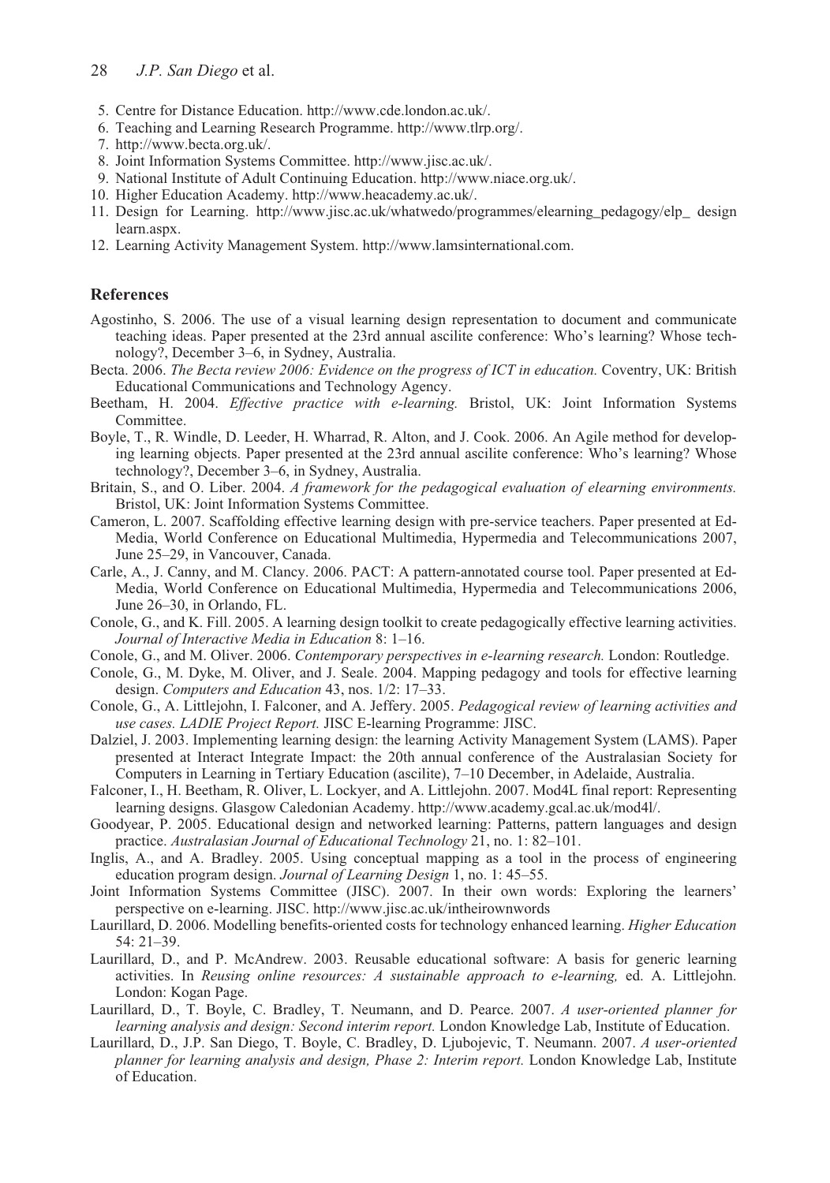5. Centre for Distance Education. http://www.cde.london.ac.uk/.
6. Teaching and Learning Research Programme. http://www.tlrp.org/.
7. http://www.becta.org.uk/.
8. Joint Information Systems Committee. http://www.jisc.ac.uk/.
9. National Institute of Adult Continuing Education. http://www.niace.org.uk/.
10. Higher Education Academy. http://www.heacademy.ac.uk/.
11. Design for Learning. http://www.jisc.ac.uk/whatwedo/programmes/elearning_pedagogy/elp_ design learn.aspx.
12. Learning Activity Management System. http://www.lamsinternational.com.

## References

Agostinho, S. 2006. The use of a visual learning design representation to document and communicate teaching ideas. Paper presented at the 23rd annual ascilite conference: Who's learning? Whose technology?, December 3–6, in Sydney, Australia.

Becta. 2006. *The Becta review 2006: Evidence on the progress of ICT in education.* Coventry, UK: British Educational Communications and Technology Agency.

Beetham, H. 2004. *Effective practice with e-learning.* Bristol, UK: Joint Information Systems Committee.

Boyle, T., R. Windle, D. Leeder, H. Wharrad, R. Alton, and J. Cook. 2006. An Agile method for developing learning objects. Paper presented at the 23rd annual ascilite conference: Who's learning? Whose technology?, December 3–6, in Sydney, Australia.

Britain, S., and O. Liber. 2004. *A framework for the pedagogical evaluation of elearning environments.* Bristol, UK: Joint Information Systems Committee.

Cameron, L. 2007. Scaffolding effective learning design with pre-service teachers. Paper presented at Ed-Media, World Conference on Educational Multimedia, Hypermedia and Telecommunications 2007, June 25–29, in Vancouver, Canada.

Carle, A., J. Canny, and M. Clancy. 2006. PACT: A pattern-annotated course tool. Paper presented at Ed-Media, World Conference on Educational Multimedia, Hypermedia and Telecommunications 2006, June 26–30, in Orlando, FL.

Conole, G., and K. Fill. 2005. A learning design toolkit to create pedagogically effective learning activities. *Journal of Interactive Media in Education* 8: 1–16.

Conole, G., and M. Oliver. 2006. *Contemporary perspectives in e-learning research.* London: Routledge.

Conole, G., M. Dyke, M. Oliver, and J. Seale. 2004. Mapping pedagogy and tools for effective learning design. *Computers and Education* 43, nos. 1/2: 17–33.

Conole, G., A. Littlejohn, I. Falconer, and A. Jeffery. 2005. *Pedagogical review of learning activities and use cases. LADIE Project Report.* JISC E-learning Programme: JISC.

Dalziel, J. 2003. Implementing learning design: the learning Activity Management System (LAMS). Paper presented at Interact Integrate Impact: the 20th annual conference of the Australasian Society for Computers in Learning in Tertiary Education (ascilite), 7–10 December, in Adelaide, Australia.

Falconer, I., H. Beetham, R. Oliver, L. Lockyer, and A. Littlejohn. 2007. Mod4L final report: Representing learning designs. Glasgow Caledonian Academy. http://www.academy.gcal.ac.uk/mod4l/.

Goodyear, P. 2005. Educational design and networked learning: Patterns, pattern languages and design practice. *Australasian Journal of Educational Technology* 21, no. 1: 82–101.

Inglis, A., and A. Bradley. 2005. Using conceptual mapping as a tool in the process of engineering education program design. *Journal of Learning Design* 1, no. 1: 45–55.

Joint Information Systems Committee (JISC). 2007. In their own words: Exploring the learners' perspective on e-learning. JISC. http://www.jisc.ac.uk/intheirownwords

Laurillard, D. 2006. Modelling benefits-oriented costs for technology enhanced learning. *Higher Education* 54: 21–39.

Laurillard, D., and P. McAndrew. 2003. Reusable educational software: A basis for generic learning activities. In *Reusing online resources: A sustainable approach to e-learning,* ed. A. Littlejohn. London: Kogan Page.

Laurillard, D., T. Boyle, C. Bradley, T. Neumann, and D. Pearce. 2007. *A user-oriented planner for learning analysis and design: Second interim report.* London Knowledge Lab, Institute of Education.

Laurillard, D., J.P. San Diego, T. Boyle, C. Bradley, D. Ljubojevic, T. Neumann. 2007. *A user-oriented planner for learning analysis and design, Phase 2: Interim report.* London Knowledge Lab, Institute of Education.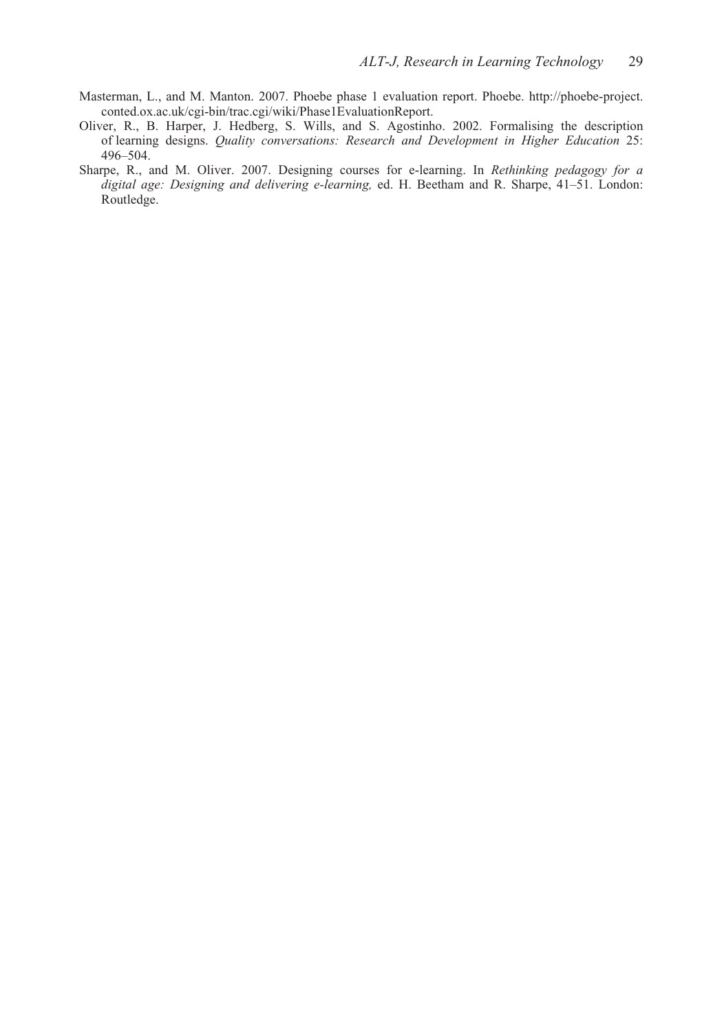Masterman, L., and M. Manton. 2007. Phoebe phase 1 evaluation report. Phoebe. http://phoebe-project.conted.ox.ac.uk/cgi-bin/trac.cgi/wiki/Phase1EvaluationReport.

Oliver, R., B. Harper, J. Hedberg, S. Wills, and S. Agostinho. 2002. Formalising the description of learning designs. *Quality conversations: Research and Development in Higher Education* 25: 496–504.

Sharpe, R., and M. Oliver. 2007. Designing courses for e-learning. In *Rethinking pedagogy for a digital age: Designing and delivering e-learning,* ed. H. Beetham and R. Sharpe, 41–51. London: Routledge.